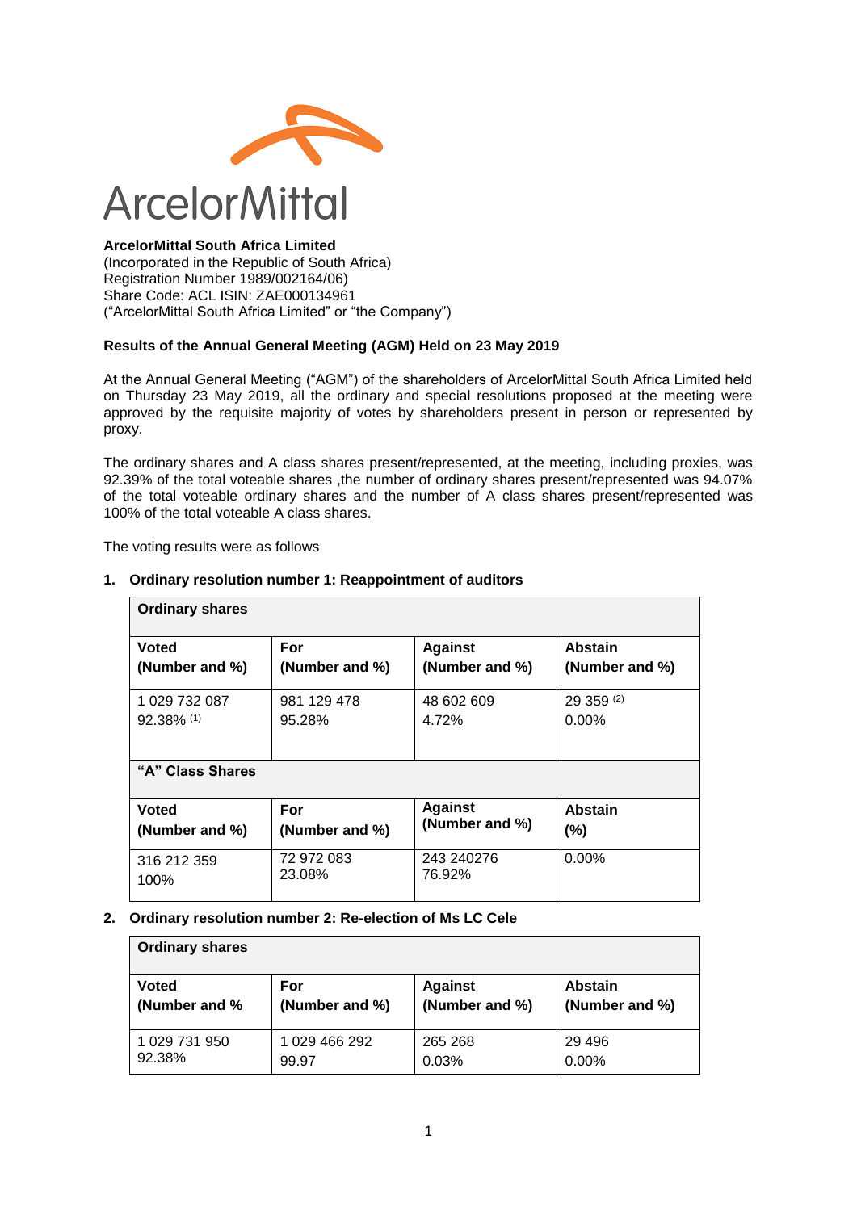ArcelorMittal

**ArcelorMittal South Africa Limited**
(Incorporated in the Republic of South Africa)
Registration Number 1989/002164/06)
Share Code: ACL ISIN: ZAE000134961
("ArcelorMittal South Africa Limited" or "the Company")

**Results of the Annual General Meeting (AGM) Held on 23 May 2019**

At the Annual General Meeting ("AGM") of the shareholders of ArcelorMittal South Africa Limited held on Thursday 23 May 2019, all the ordinary and special resolutions proposed at the meeting were approved by the requisite majority of votes by shareholders present in person or represented by proxy.

The ordinary shares and A class shares present/represented, at the meeting, including proxies, was 92.39% of the total voteable shares ,the number of ordinary shares present/represented was 94.07% of the total voteable ordinary shares and the number of A class shares present/represented was 100% of the total voteable A class shares.

The voting results were as follows

**1. Ordinary resolution number 1: Reappointment of auditors**

| **Ordinary shares** | | | |
|---|---|---|---|
| **Voted (Number and %)** | **For (Number and %)** | **Against (Number and %)** | **Abstain (Number and %)** |
| 1 029 732 087<br>92.38% (1) | 981 129 478<br>95.28% | 48 602 609<br>4.72% | 29 359 (2)<br>0.00% |
| **"A" Class Shares** | | | |
| **Voted (Number and %)** | **For (Number and %)** | **Against (Number and %)** | **Abstain (%)** |
| 316 212 359<br>100% | 72 972 083<br>23.08% | 243 240276<br>76.92% | 0.00% |

**2. Ordinary resolution number 2: Re-election of Ms LC Cele**

| **Ordinary shares** | | | |
|---|---|---|---|
| **Voted (Number and %** | **For (Number and %)** | **Against (Number and %)** | **Abstain (Number and %)** |
| 1 029 731 950<br>92.38% | 1 029 466 292<br>99.97 | 265 268<br>0.03% | 29 496<br>0.00% |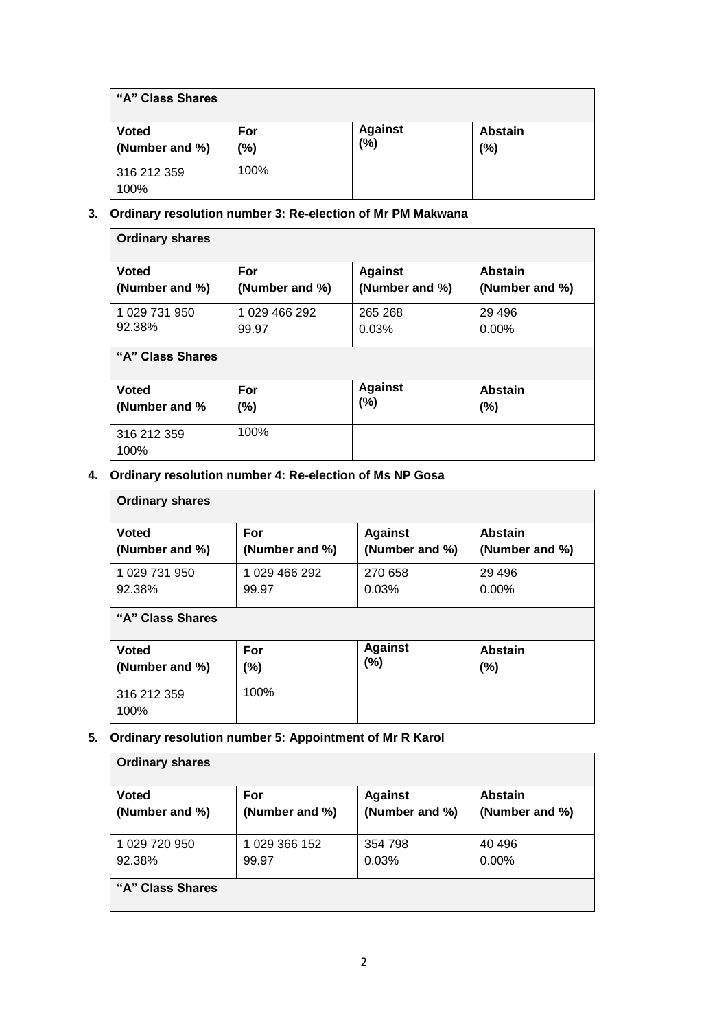| "A" Class Shares | | | |
|---|---|---|---|
| **Voted (Number and %)** | **For (%)** | **Against (%)** | **Abstain (%)** |
| 316 212 359<br>100% | 100% | | |

3. **Ordinary resolution number 3: Re-election of Mr PM Makwana**

| Ordinary shares | | | |
|---|---|---|---|
| **Voted (Number and %)** | **For (Number and %)** | **Against (Number and %)** | **Abstain (Number and %)** |
| 1 029 731 950<br>92.38% | 1 029 466 292<br>99.97 | 265 268<br>0.03% | 29 496<br>0.00% |
| **"A" Class Shares** | | | |
| **Voted (Number and %** | **For (%)** | **Against (%)** | **Abstain (%)** |
| 316 212 359<br>100% | 100% | | |

4. **Ordinary resolution number 4: Re-election of Ms NP Gosa**

| Ordinary shares | | | |
|---|---|---|---|
| **Voted (Number and %)** | **For (Number and %)** | **Against (Number and %)** | **Abstain (Number and %)** |
| 1 029 731 950<br>92.38% | 1 029 466 292<br>99.97 | 270 658<br>0.03% | 29 496<br>0.00% |
| **"A" Class Shares** | | | |
| **Voted (Number and %)** | **For (%)** | **Against (%)** | **Abstain (%)** |
| 316 212 359<br>100% | 100% | | |

5. **Ordinary resolution number 5: Appointment of Mr R Karol**

| Ordinary shares | | | |
|---|---|---|---|
| **Voted (Number and %)** | **For (Number and %)** | **Against (Number and %)** | **Abstain (Number and %)** |
| 1 029 720 950<br>92.38% | 1 029 366 152<br>99.97 | 354 798<br>0.03% | 40 496<br>0.00% |
| **"A" Class Shares** | | | |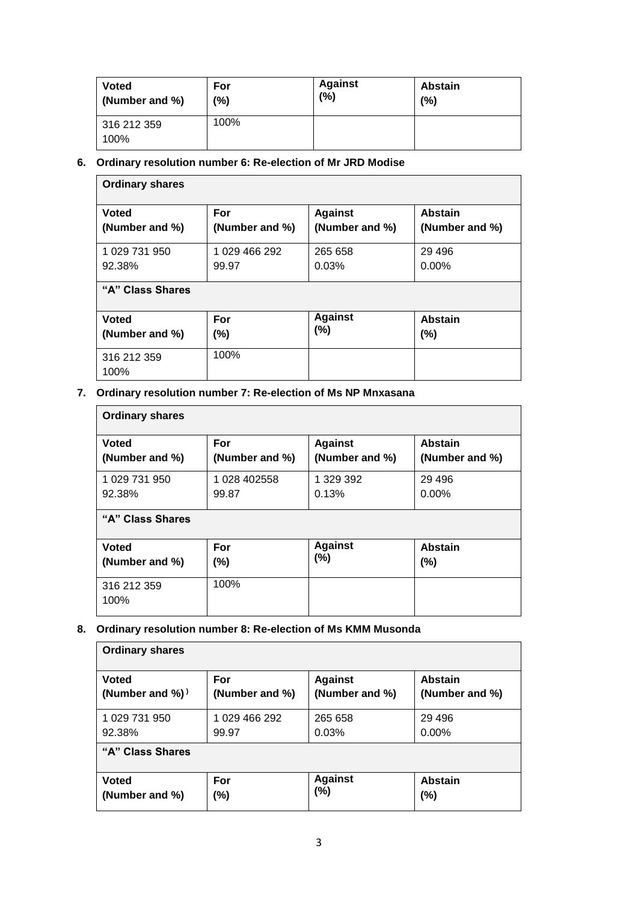| Voted (Number and %) | For (%) | Against (%) | Abstain (%) |
| --- | --- | --- | --- |
| 316 212 359<br>100% | 100% | | |

**6. Ordinary resolution number 6: Re-election of Mr JRD Modise**

| Ordinary shares | | | |
| --- | --- | --- | --- |
| **Voted (Number and %)** | **For (Number and %)** | **Against (Number and %)** | **Abstain (Number and %)** |
| 1 029 731 950<br>92.38% | 1 029 466 292<br>99.97 | 265 658<br>0.03% | 29 496<br>0.00% |
| **"A" Class Shares** | | | |
| **Voted (Number and %)** | **For (%)** | **Against (%)** | **Abstain (%)** |
| 316 212 359<br>100% | 100% | | |

**7. Ordinary resolution number 7: Re-election of Ms NP Mnxasana**

| Ordinary shares | | | |
| --- | --- | --- | --- |
| **Voted (Number and %)** | **For (Number and %)** | **Against (Number and %)** | **Abstain (Number and %)** |
| 1 029 731 950<br>92.38% | 1 028 402558<br>99.87 | 1 329 392<br>0.13% | 29 496<br>0.00% |
| **"A" Class Shares** | | | |
| **Voted (Number and %)** | **For (%)** | **Against (%)** | **Abstain (%)** |
| 316 212 359<br>100% | 100% | | |

**8. Ordinary resolution number 8: Re-election of Ms KMM Musonda**

| Ordinary shares | | | |
| --- | --- | --- | --- |
| **Voted (Number and %))** | **For (Number and %)** | **Against (Number and %)** | **Abstain (Number and %)** |
| 1 029 731 950<br>92.38% | 1 029 466 292<br>99.97 | 265 658<br>0.03% | 29 496<br>0.00% |
| **"A" Class Shares** | | | |
| **Voted (Number and %)** | **For (%)** | **Against (%)** | **Abstain (%)** |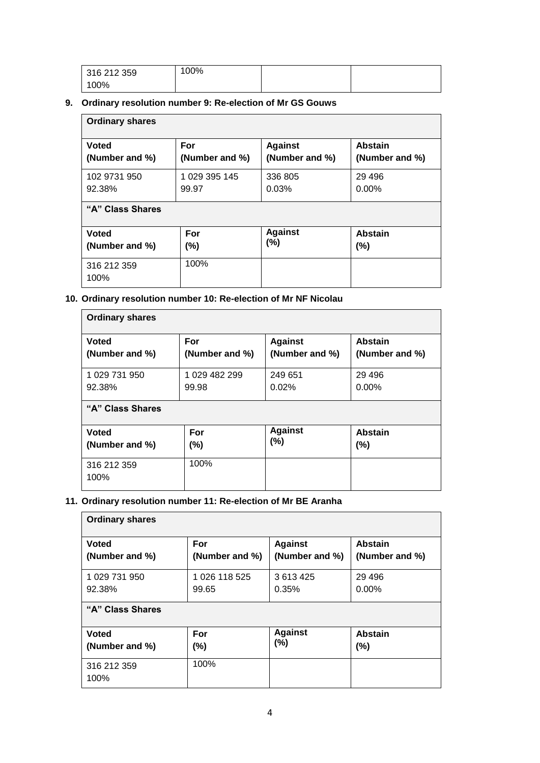| 316 212 359<br>100% | 100% | | |
|---|---|---|---|

9. **Ordinary resolution number 9: Re-election of Mr GS Gouws**

| **Ordinary shares** | | | |
|---|---|---|---|
| **Voted (Number and %)** | **For (Number and %)** | **Against (Number and %)** | **Abstain (Number and %)** |
| 102 9731 950<br>92.38% | 1 029 395 145<br>99.97 | 336 805<br>0.03% | 29 496<br>0.00% |
| **"A" Class Shares** | | | |
| **Voted (Number and %)** | **For (%)** | **Against (%)** | **Abstain (%)** |
| 316 212 359<br>100% | 100% | | |

10. **Ordinary resolution number 10: Re-election of Mr NF Nicolau**

| **Ordinary shares** | | | |
|---|---|---|---|
| **Voted (Number and %)** | **For (Number and %)** | **Against (Number and %)** | **Abstain (Number and %)** |
| 1 029 731 950<br>92.38% | 1 029 482 299<br>99.98 | 249 651<br>0.02% | 29 496<br>0.00% |
| **"A" Class Shares** | | | |
| **Voted (Number and %)** | **For (%)** | **Against (%)** | **Abstain (%)** |
| 316 212 359<br>100% | 100% | | |

11. **Ordinary resolution number 11: Re-election of Mr BE Aranha**

| **Ordinary shares** | | | |
|---|---|---|---|
| **Voted (Number and %)** | **For (Number and %)** | **Against (Number and %)** | **Abstain (Number and %)** |
| 1 029 731 950<br>92.38% | 1 026 118 525<br>99.65 | 3 613 425<br>0.35% | 29 496<br>0.00% |
| **"A" Class Shares** | | | |
| **Voted (Number and %)** | **For (%)** | **Against (%)** | **Abstain (%)** |
| 316 212 359<br>100% | 100% | | |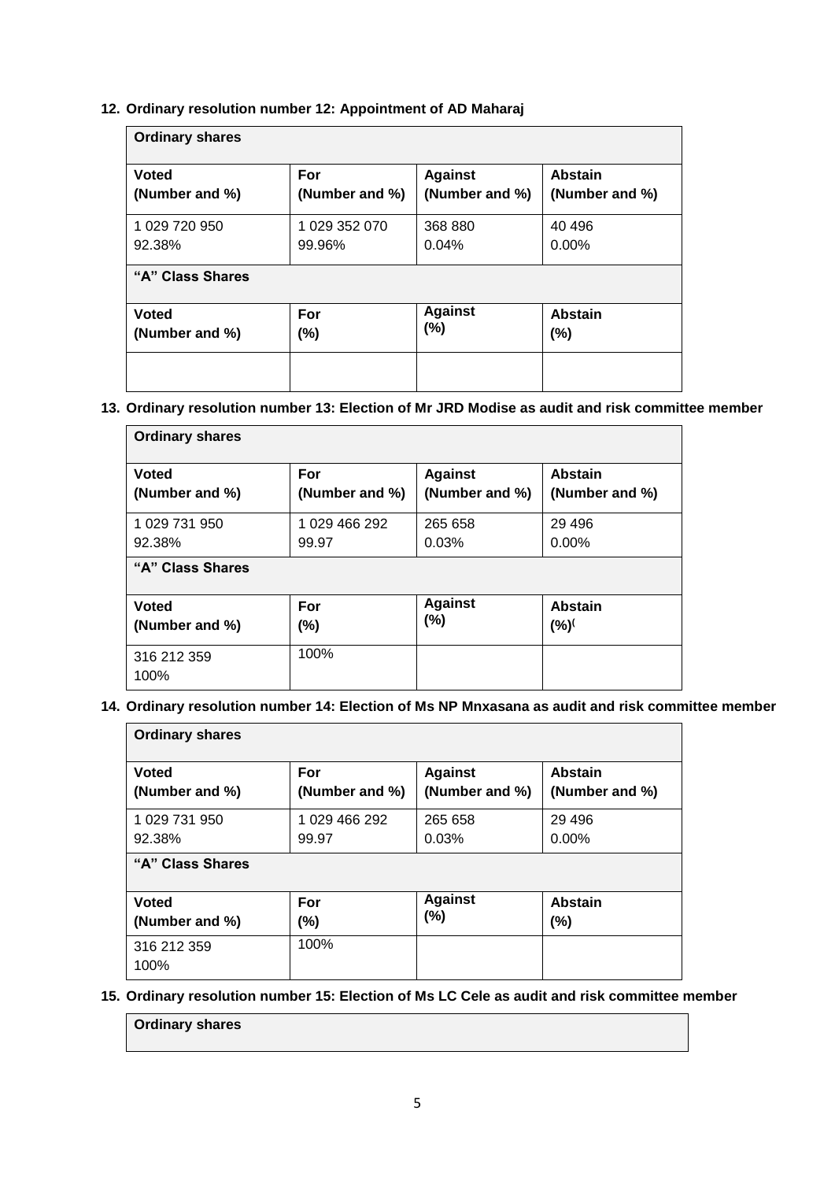**12. Ordinary resolution number 12: Appointment of AD Maharaj**

| Ordinary shares | | | |
|---|---|---|---|
| **Voted (Number and %)** | **For (Number and %)** | **Against (Number and %)** | **Abstain (Number and %)** |
| 1 029 720 950<br>92.38% | 1 029 352 070<br>99.96% | 368 880<br>0.04% | 40 496<br>0.00% |
| **"A" Class Shares** | | | |
| **Voted (Number and %)** | **For (%)** | **Against (%)** | **Abstain (%)** |
| | | | |

**13. Ordinary resolution number 13: Election of Mr JRD Modise as audit and risk committee member**

| Ordinary shares | | | |
|---|---|---|---|
| **Voted (Number and %)** | **For (Number and %)** | **Against (Number and %)** | **Abstain (Number and %)** |
| 1 029 731 950<br>92.38% | 1 029 466 292<br>99.97 | 265 658<br>0.03% | 29 496<br>0.00% |
| **"A" Class Shares** | | | |
| **Voted (Number and %)** | **For (%)** | **Against (%)** | **Abstain (%)(** |
| 316 212 359<br>100% | 100% | | |

**14. Ordinary resolution number 14: Election of Ms NP Mnxasana as audit and risk committee member**

| Ordinary shares | | | |
|---|---|---|---|
| **Voted (Number and %)** | **For (Number and %)** | **Against (Number and %)** | **Abstain (Number and %)** |
| 1 029 731 950<br>92.38% | 1 029 466 292<br>99.97 | 265 658<br>0.03% | 29 496<br>0.00% |
| **"A" Class Shares** | | | |
| **Voted (Number and %)** | **For (%)** | **Against (%)** | **Abstain (%)** |
| 316 212 359<br>100% | 100% | | |

**15. Ordinary resolution number 15: Election of Ms LC Cele as audit and risk committee member**

| Ordinary shares |
|---|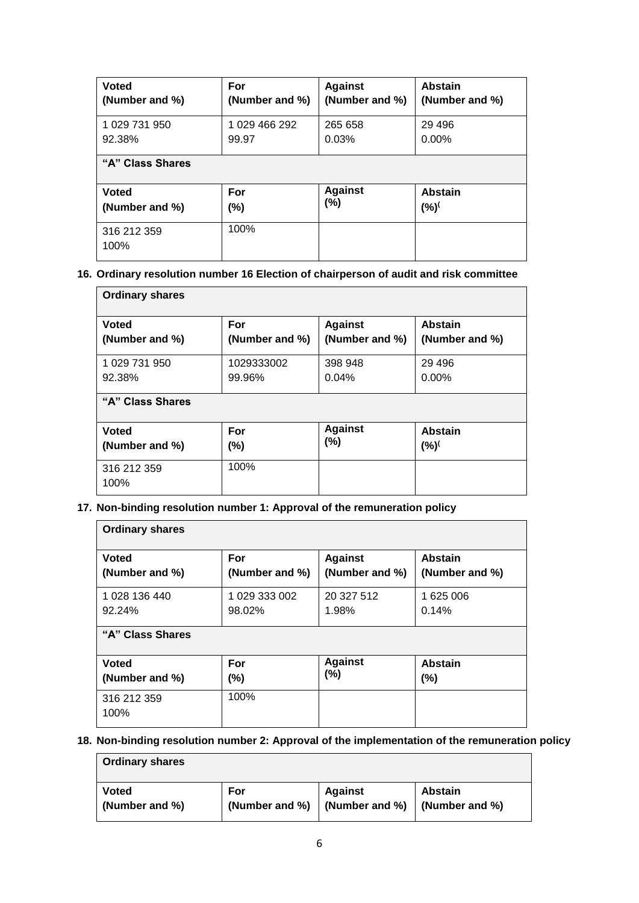| Voted (Number and %) | For (Number and %) | Against (Number and %) | Abstain (Number and %) |
|---|---|---|---|
| 1 029 731 950<br>92.38% | 1 029 466 292<br>99.97 | 265 658<br>0.03% | 29 496<br>0.00% |
| **"A" Class Shares** | | | |
| **Voted (Number and %)** | **For (%)** | **Against (%)** | **Abstain (%)**( |
| 316 212 359<br>100% | 100% | | |

**16. Ordinary resolution number 16 Election of chairperson of audit and risk committee**

| Ordinary shares | | | |
|---|---|---|---|
| **Voted (Number and %)** | **For (Number and %)** | **Against (Number and %)** | **Abstain (Number and %)** |
| 1 029 731 950<br>92.38% | 1029333002<br>99.96% | 398 948<br>0.04% | 29 496<br>0.00% |
| **"A" Class Shares** | | | |
| **Voted (Number and %)** | **For (%)** | **Against (%)** | **Abstain (%)**( |
| 316 212 359<br>100% | 100% | | |

**17. Non-binding resolution number 1: Approval of the remuneration policy**

| Ordinary shares | | | |
|---|---|---|---|
| **Voted (Number and %)** | **For (Number and %)** | **Against (Number and %)** | **Abstain (Number and %)** |
| 1 028 136 440<br>92.24% | 1 029 333 002<br>98.02% | 20 327 512<br>1.98% | 1 625 006<br>0.14% |
| **"A" Class Shares** | | | |
| **Voted (Number and %)** | **For (%)** | **Against (%)** | **Abstain (%)** |
| 316 212 359<br>100% | 100% | | |

**18. Non-binding resolution number 2: Approval of the implementation of the remuneration policy**

| Ordinary shares | | | |
|---|---|---|---|
| **Voted (Number and %)** | **For (Number and %)** | **Against (Number and %)** | **Abstain (Number and %)** |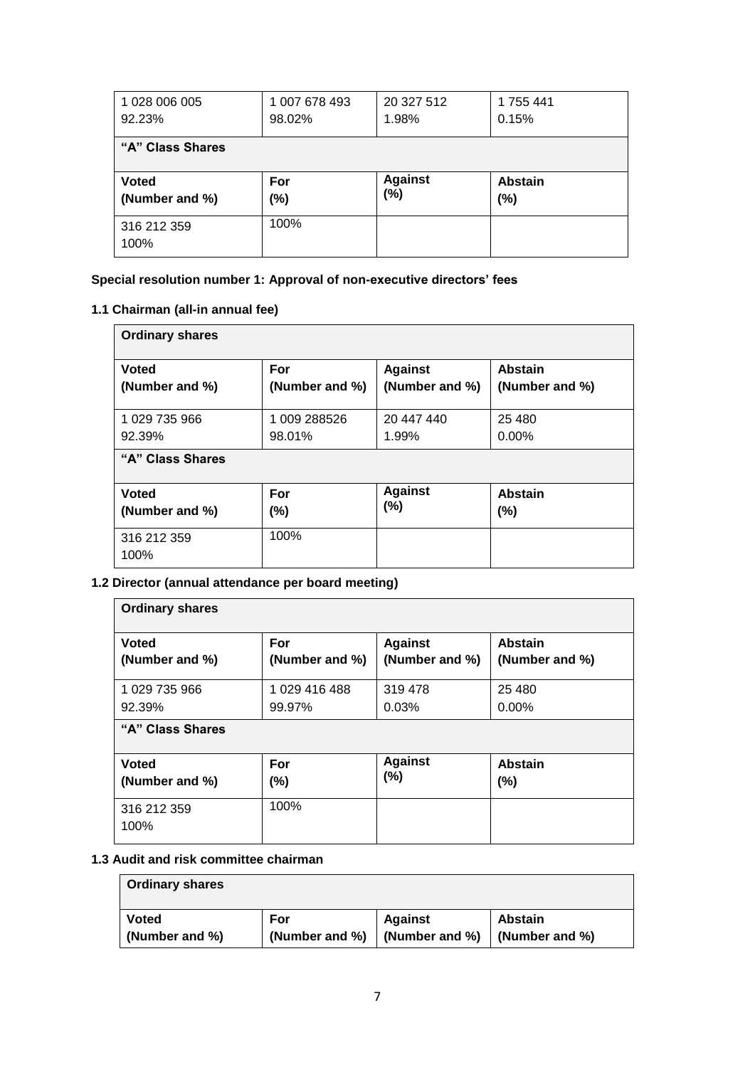| 1 028 006 005<br>92.23% | 1 007 678 493<br>98.02% | 20 327 512<br>1.98% | 1 755 441<br>0.15% |
|---|---|---|---|
| **"A" Class Shares** | | | |
| **Voted (Number and %)** | **For (%)** | **Against (%)** | **Abstain (%)** |
| 316 212 359<br>100% | 100% | | |

**Special resolution number 1: Approval of non-executive directors' fees**

**1.1 Chairman (all-in annual fee)**

| **Ordinary shares** | | | |
|---|---|---|---|
| **Voted (Number and %)** | **For (Number and %)** | **Against (Number and %)** | **Abstain (Number and %)** |
| 1 029 735 966<br>92.39% | 1 009 288526<br>98.01% | 20 447 440<br>1.99% | 25 480<br>0.00% |
| **"A" Class Shares** | | | |
| **Voted (Number and %)** | **For (%)** | **Against (%)** | **Abstain (%)** |
| 316 212 359<br>100% | 100% | | |

**1.2 Director (annual attendance per board meeting)**

| **Ordinary shares** | | | |
|---|---|---|---|
| **Voted (Number and %)** | **For (Number and %)** | **Against (Number and %)** | **Abstain (Number and %)** |
| 1 029 735 966<br>92.39% | 1 029 416 488<br>99.97% | 319 478<br>0.03% | 25 480<br>0.00% |
| **"A" Class Shares** | | | |
| **Voted (Number and %)** | **For (%)** | **Against (%)** | **Abstain (%)** |
| 316 212 359<br>100% | 100% | | |

**1.3 Audit and risk committee chairman**

| **Ordinary shares** | | | |
|---|---|---|---|
| **Voted (Number and %)** | **For (Number and %)** | **Against (Number and %)** | **Abstain (Number and %)** |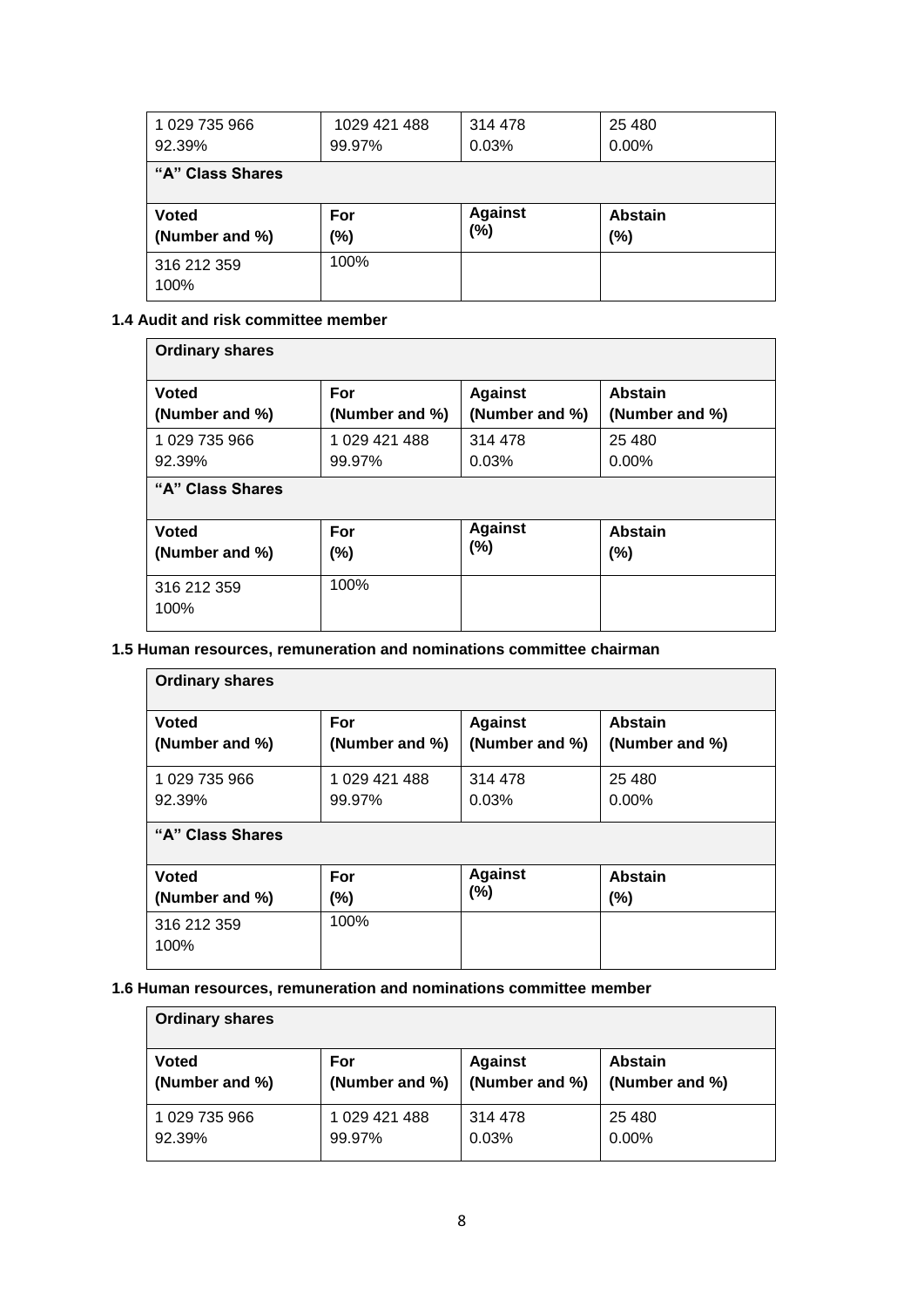| 1 029 735 966<br>92.39% | 1029 421 488<br>99.97% | 314 478<br>0.03% | 25 480<br>0.00% |
|---|---|---|---|
| **"A" Class Shares** | | | |
| **Voted (Number and %)** | **For (%)** | **Against (%)** | **Abstain (%)** |
| 316 212 359<br>100% | 100% | | |

**1.4 Audit and risk committee member**

| **Ordinary shares** | | | |
|---|---|---|---|
| **Voted (Number and %)** | **For (Number and %)** | **Against (Number and %)** | **Abstain (Number and %)** |
| 1 029 735 966<br>92.39% | 1 029 421 488<br>99.97% | 314 478<br>0.03% | 25 480<br>0.00% |
| **"A" Class Shares** | | | |
| **Voted (Number and %)** | **For (%)** | **Against (%)** | **Abstain (%)** |
| 316 212 359<br>100% | 100% | | |

**1.5 Human resources, remuneration and nominations committee chairman**

| **Ordinary shares** | | | |
|---|---|---|---|
| **Voted (Number and %)** | **For (Number and %)** | **Against (Number and %)** | **Abstain (Number and %)** |
| 1 029 735 966<br>92.39% | 1 029 421 488<br>99.97% | 314 478<br>0.03% | 25 480<br>0.00% |
| **"A" Class Shares** | | | |
| **Voted (Number and %)** | **For (%)** | **Against (%)** | **Abstain (%)** |
| 316 212 359<br>100% | 100% | | |

**1.6 Human resources, remuneration and nominations committee member**

| **Ordinary shares** | | | |
|---|---|---|---|
| **Voted (Number and %)** | **For (Number and %)** | **Against (Number and %)** | **Abstain (Number and %)** |
| 1 029 735 966<br>92.39% | 1 029 421 488<br>99.97% | 314 478<br>0.03% | 25 480<br>0.00% |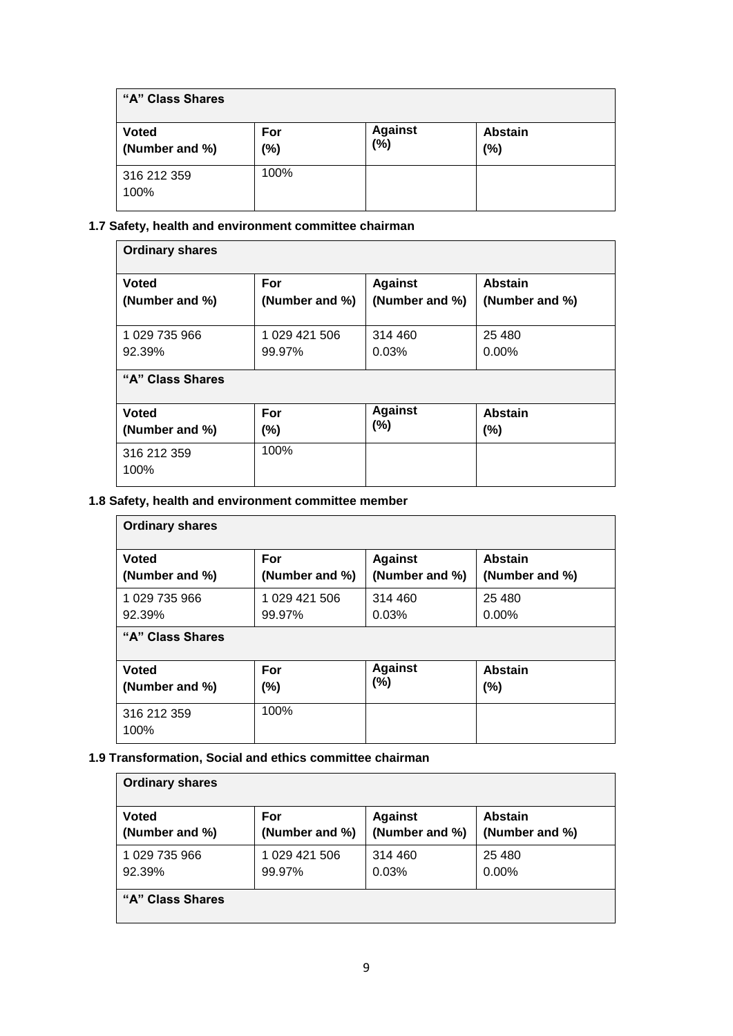| "A" Class Shares | | | |
|---|---|---|---|
| **Voted (Number and %)** | **For (%)** | **Against (%)** | **Abstain (%)** |
| 316 212 359 100% | 100% | | |

**1.7 Safety, health and environment committee chairman**

| Ordinary shares | | | |
|---|---|---|---|
| **Voted (Number and %)** | **For (Number and %)** | **Against (Number and %)** | **Abstain (Number and %)** |
| 1 029 735 966 92.39% | 1 029 421 506 99.97% | 314 460 0.03% | 25 480 0.00% |
| **"A" Class Shares** | | | |
| **Voted (Number and %)** | **For (%)** | **Against (%)** | **Abstain (%)** |
| 316 212 359 100% | 100% | | |

**1.8 Safety, health and environment committee member**

| Ordinary shares | | | |
|---|---|---|---|
| **Voted (Number and %)** | **For (Number and %)** | **Against (Number and %)** | **Abstain (Number and %)** |
| 1 029 735 966 92.39% | 1 029 421 506 99.97% | 314 460 0.03% | 25 480 0.00% |
| **"A" Class Shares** | | | |
| **Voted (Number and %)** | **For (%)** | **Against (%)** | **Abstain (%)** |
| 316 212 359 100% | 100% | | |

**1.9 Transformation, Social and ethics committee chairman**

| Ordinary shares | | | |
|---|---|---|---|
| **Voted (Number and %)** | **For (Number and %)** | **Against (Number and %)** | **Abstain (Number and %)** |
| 1 029 735 966 92.39% | 1 029 421 506 99.97% | 314 460 0.03% | 25 480 0.00% |
| **"A" Class Shares** | | | |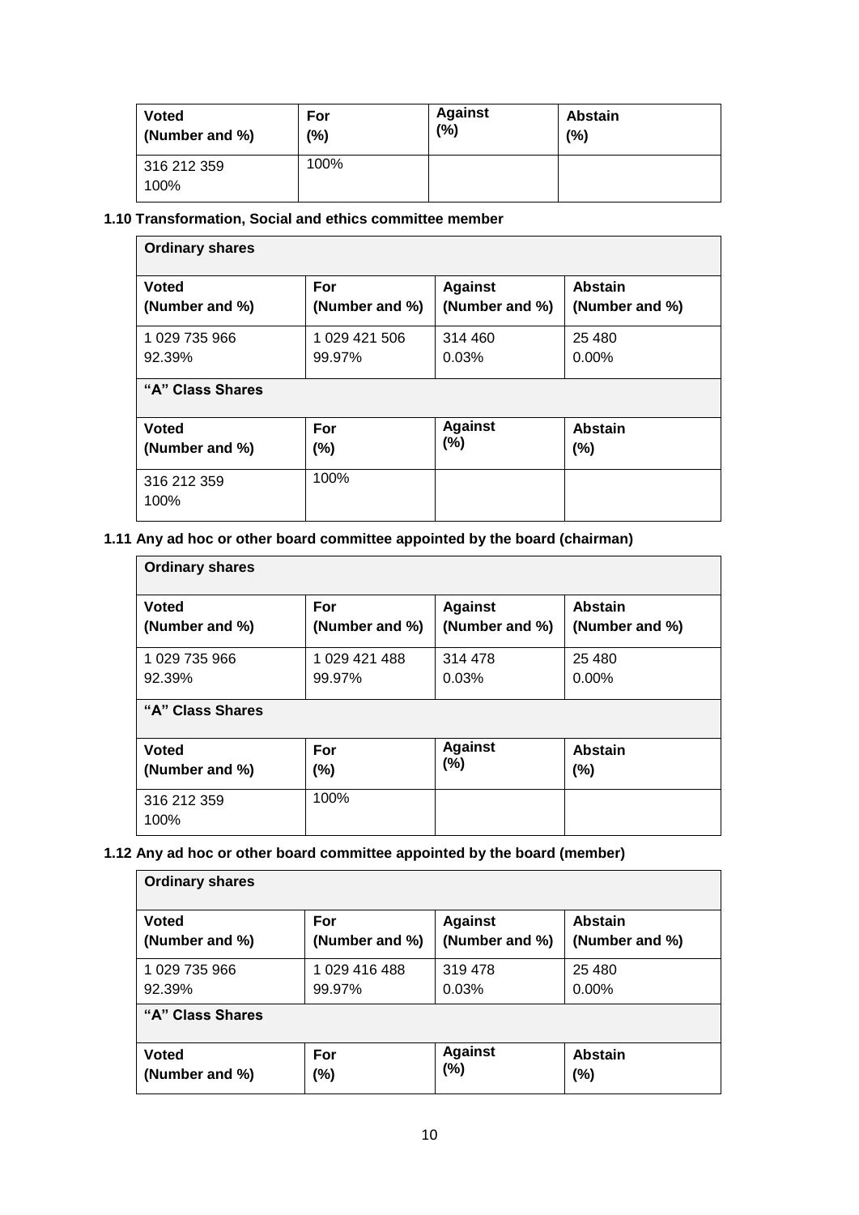| Voted (Number and %) | For (%) | Against (%) | Abstain (%) |
|---|---|---|---|
| 316 212 359<br>100% | 100% | | |

**1.10 Transformation, Social and ethics committee member**

| Ordinary shares | | | |
|---|---|---|---|
| **Voted (Number and %)** | **For (Number and %)** | **Against (Number and %)** | **Abstain (Number and %)** |
| 1 029 735 966<br>92.39% | 1 029 421 506<br>99.97% | 314 460<br>0.03% | 25 480<br>0.00% |
| **"A" Class Shares** | | | |
| **Voted (Number and %)** | **For (%)** | **Against (%)** | **Abstain (%)** |
| 316 212 359<br>100% | 100% | | |

**1.11 Any ad hoc or other board committee appointed by the board (chairman)**

| Ordinary shares | | | |
|---|---|---|---|
| **Voted (Number and %)** | **For (Number and %)** | **Against (Number and %)** | **Abstain (Number and %)** |
| 1 029 735 966<br>92.39% | 1 029 421 488<br>99.97% | 314 478<br>0.03% | 25 480<br>0.00% |
| **"A" Class Shares** | | | |
| **Voted (Number and %)** | **For (%)** | **Against (%)** | **Abstain (%)** |
| 316 212 359<br>100% | 100% | | |

**1.12 Any ad hoc or other board committee appointed by the board (member)**

| Ordinary shares | | | |
|---|---|---|---|
| **Voted (Number and %)** | **For (Number and %)** | **Against (Number and %)** | **Abstain (Number and %)** |
| 1 029 735 966<br>92.39% | 1 029 416 488<br>99.97% | 319 478<br>0.03% | 25 480<br>0.00% |
| **"A" Class Shares** | | | |
| **Voted (Number and %)** | **For (%)** | **Against (%)** | **Abstain (%)** |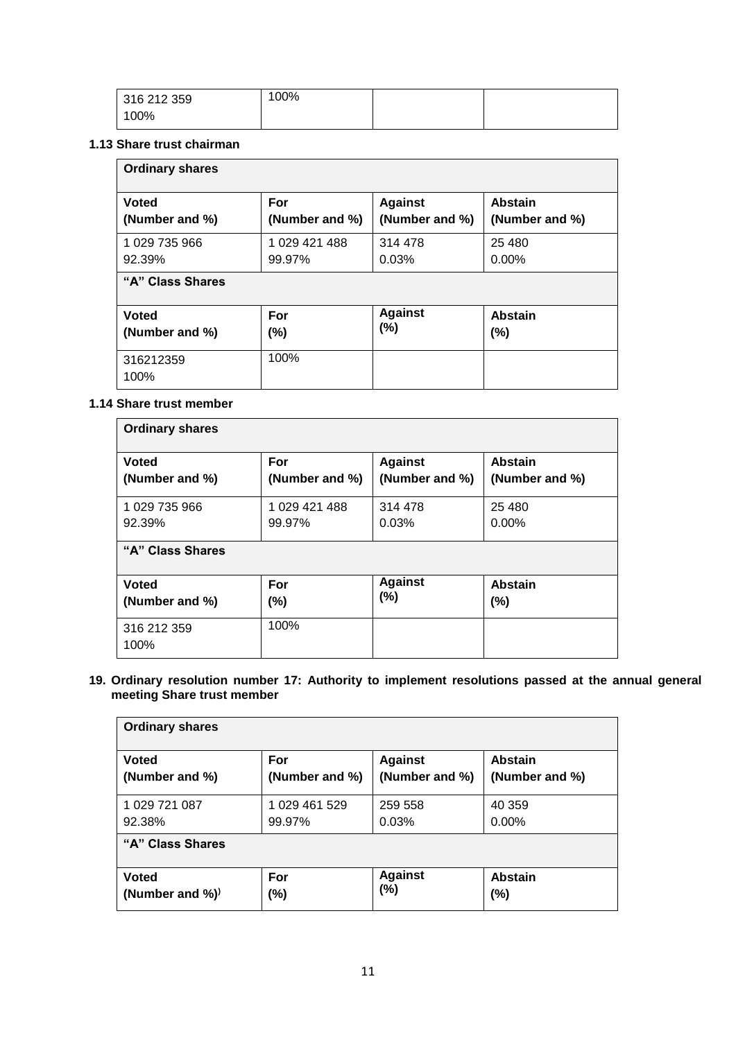| 316 212 359<br>100% | 100% | | |
|---|---|---|---|

**1.13 Share trust chairman**

| Ordinary shares | | | |
|---|---|---|---|
| **Voted<br>(Number and %)** | **For<br>(Number and %)** | **Against<br>(Number and %)** | **Abstain<br>(Number and %)** |
| 1 029 735 966<br>92.39% | 1 029 421 488<br>99.97% | 314 478<br>0.03% | 25 480<br>0.00% |
| **"A" Class Shares** | | | |
| **Voted<br>(Number and %)** | **For<br>(%)** | **Against<br>(%)** | **Abstain<br>(%)** |
| 316212359<br>100% | 100% | | |

**1.14 Share trust member**

| Ordinary shares | | | |
|---|---|---|---|
| **Voted<br>(Number and %)** | **For<br>(Number and %)** | **Against<br>(Number and %)** | **Abstain<br>(Number and %)** |
| 1 029 735 966<br>92.39% | 1 029 421 488<br>99.97% | 314 478<br>0.03% | 25 480<br>0.00% |
| **"A" Class Shares** | | | |
| **Voted<br>(Number and %)** | **For<br>(%)** | **Against<br>(%)** | **Abstain<br>(%)** |
| 316 212 359<br>100% | 100% | | |

**19. Ordinary resolution number 17: Authority to implement resolutions passed at the annual general meeting Share trust member**

| Ordinary shares | | | |
|---|---|---|---|
| **Voted<br>(Number and %)** | **For<br>(Number and %)** | **Against<br>(Number and %)** | **Abstain<br>(Number and %)** |
| 1 029 721 087<br>92.38% | 1 029 461 529<br>99.97% | 259 558<br>0.03% | 40 359<br>0.00% |
| **"A" Class Shares** | | | |
| **Voted<br>(Number and %))** | **For<br>(%)** | **Against<br>(%)** | **Abstain<br>(%)** |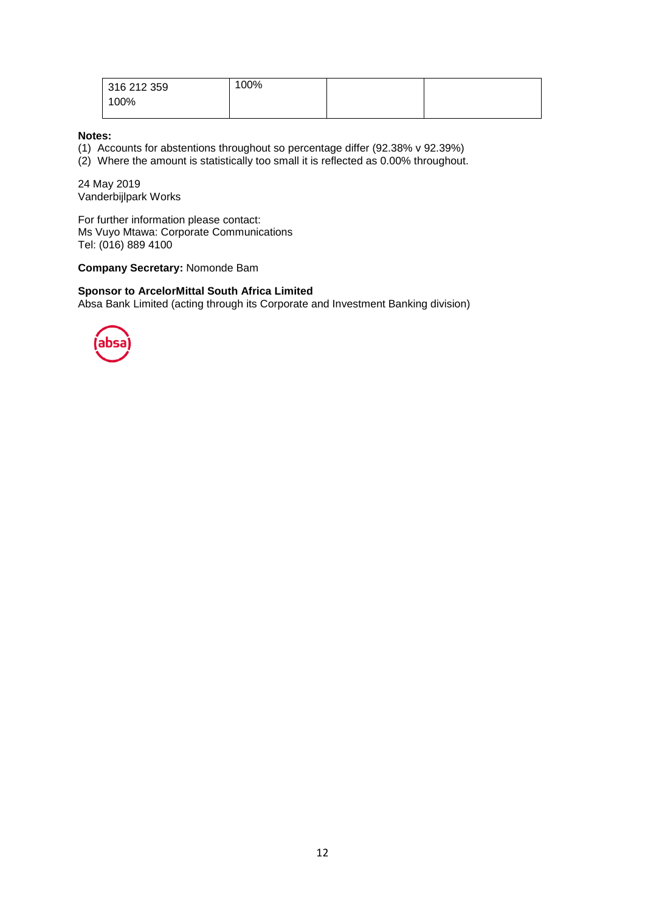| | | | |
|---|---|---|---|
| 316 212 359<br>100% | 100% | | |

**Notes:**

(1) Accounts for abstentions throughout so percentage differ (92.38% v 92.39%)
(2) Where the amount is statistically too small it is reflected as 0.00% throughout.

24 May 2019
Vanderbijlpark Works

For further information please contact:
Ms Vuyo Mtawa: Corporate Communications
Tel: (016) 889 4100

**Company Secretary:** Nomonde Bam

**Sponsor to ArcelorMittal South Africa Limited**
Absa Bank Limited (acting through its Corporate and Investment Banking division)

absa